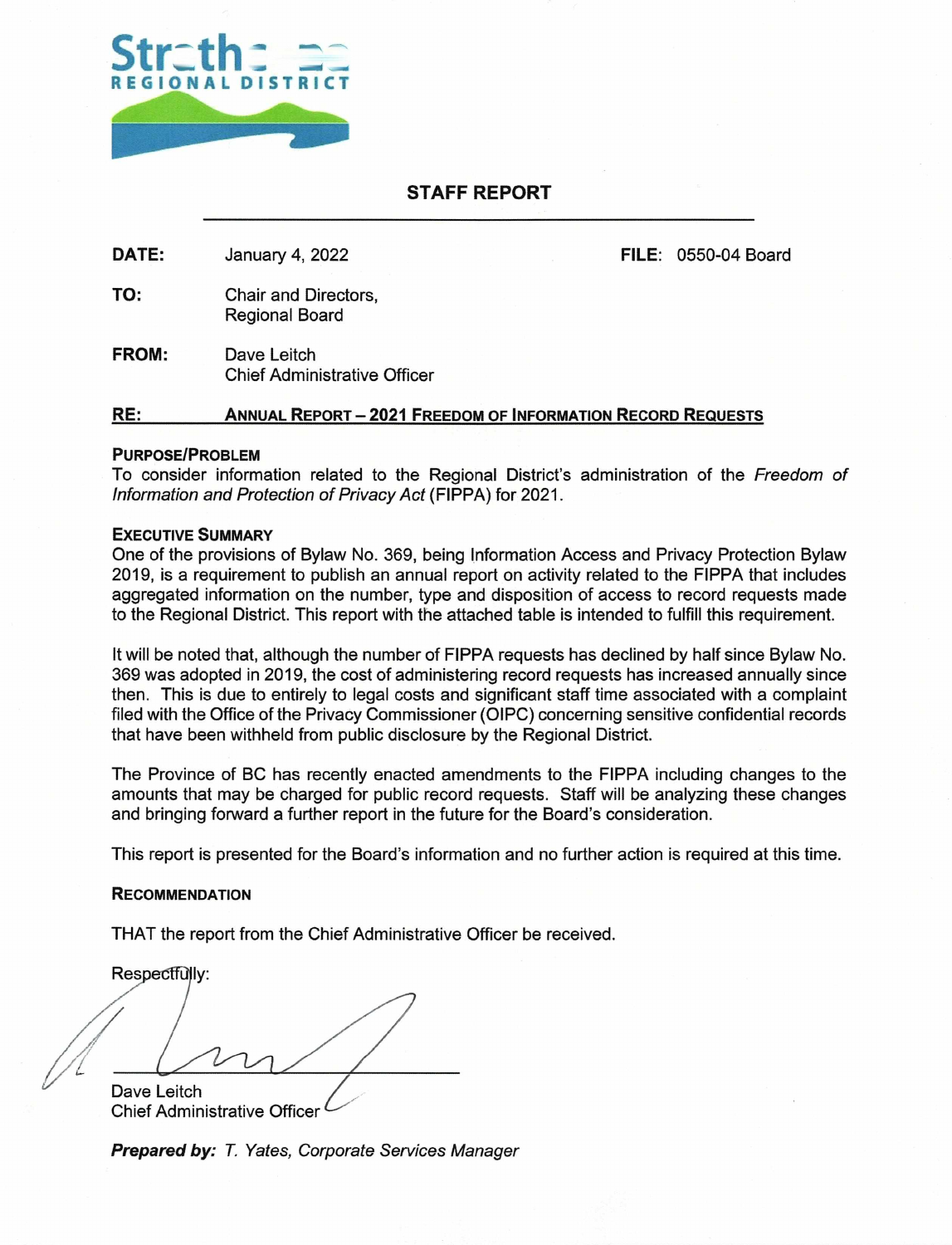Strathcona
REGIONAL DISTRICT

# STAFF REPORT

**DATE:** January 4, 2022 **FILE:** 0550-04 Board

**TO:** Chair and Directors,
Regional Board

**FROM:** Dave Leitch
Chief Administrative Officer

**RE:** **ANNUAL REPORT – 2021 FREEDOM OF INFORMATION RECORD REQUESTS**

## PURPOSE/PROBLEM

To consider information related to the Regional District's administration of the *Freedom of Information and Protection of Privacy Act* (FIPPA) for 2021.

## EXECUTIVE SUMMARY

One of the provisions of Bylaw No. 369, being Information Access and Privacy Protection Bylaw 2019, is a requirement to publish an annual report on activity related to the FIPPA that includes aggregated information on the number, type and disposition of access to record requests made to the Regional District. This report with the attached table is intended to fulfill this requirement.

It will be noted that, although the number of FIPPA requests has declined by half since Bylaw No. 369 was adopted in 2019, the cost of administering record requests has increased annually since then. This is due to entirely to legal costs and significant staff time associated with a complaint filed with the Office of the Privacy Commissioner (OIPC) concerning sensitive confidential records that have been withheld from public disclosure by the Regional District.

The Province of BC has recently enacted amendments to the FIPPA including changes to the amounts that may be charged for public record requests. Staff will be analyzing these changes and bringing forward a further report in the future for the Board's consideration.

This report is presented for the Board's information and no further action is required at this time.

## RECOMMENDATION

THAT the report from the Chief Administrative Officer be received.

Respectfully:

Dave Leitch
Chief Administrative Officer

***Prepared by:*** *T. Yates, Corporate Services Manager*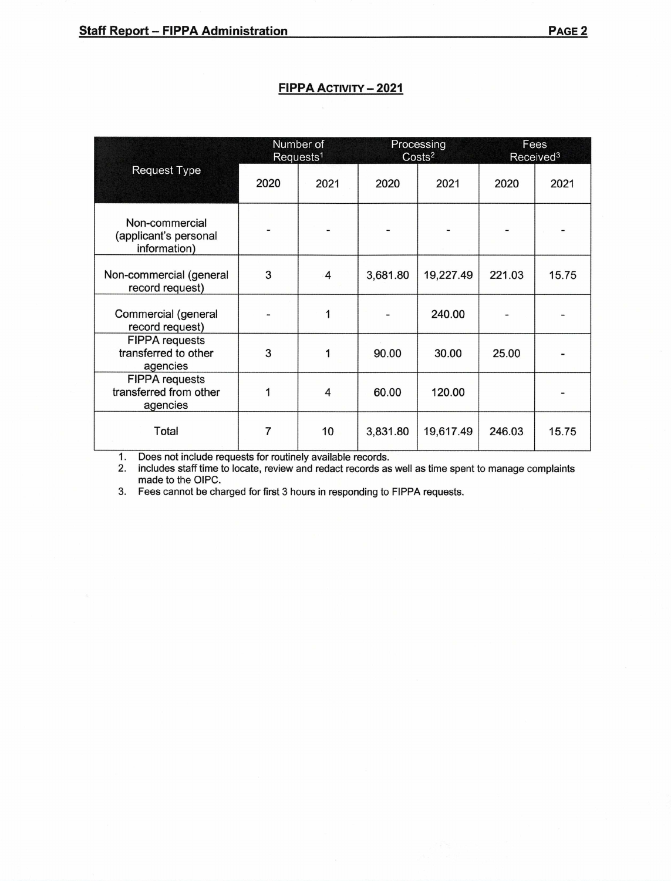## FIPPA ACTIVITY – 2021

| Request Type | Number of Requests[1] | | Processing Costs[2] | | Fees Received[3] | |
|---|---|---|---|---|---|---|
| | 2020 | 2021 | 2020 | 2021 | 2020 | 2021 |
| Non-commercial (applicant's personal information) | - | - | - | - | - | - |
| Non-commercial (general record request) | 3 | 4 | 3,681.80 | 19,227.49 | 221.03 | 15.75 |
| Commercial (general record request) | - | 1 | - | 240.00 | - | - |
| FIPPA requests transferred to other agencies | 3 | 1 | 90.00 | 30.00 | 25.00 | - |
| FIPPA requests transferred from other agencies | 1 | 4 | 60.00 | 120.00 | | - |
| Total | 7 | 10 | 3,831.80 | 19,617.49 | 246.03 | 15.75 |

1. Does not include requests for routinely available records.
2. includes staff time to locate, review and redact records as well as time spent to manage complaints made to the OIPC.
3. Fees cannot be charged for first 3 hours in responding to FIPPA requests.